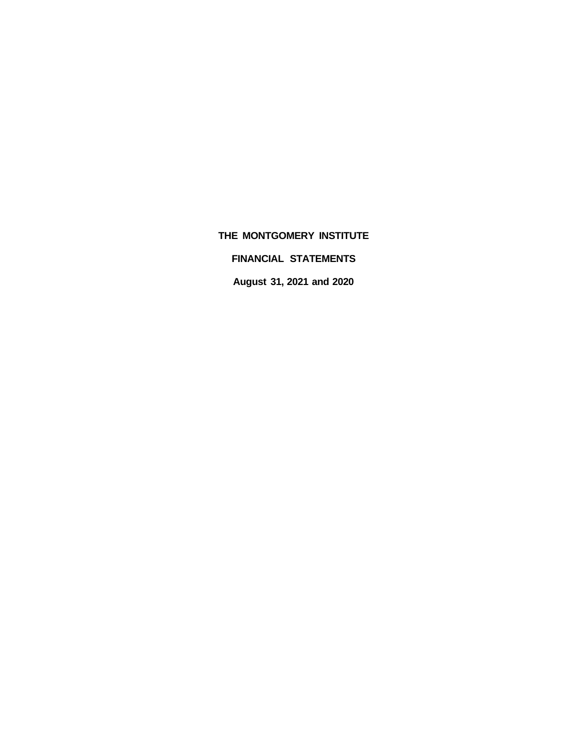# THE MONTGOMERY INSTITUTE

## FINANCIAL STATEMENTS

### August 31, 2021 and 2020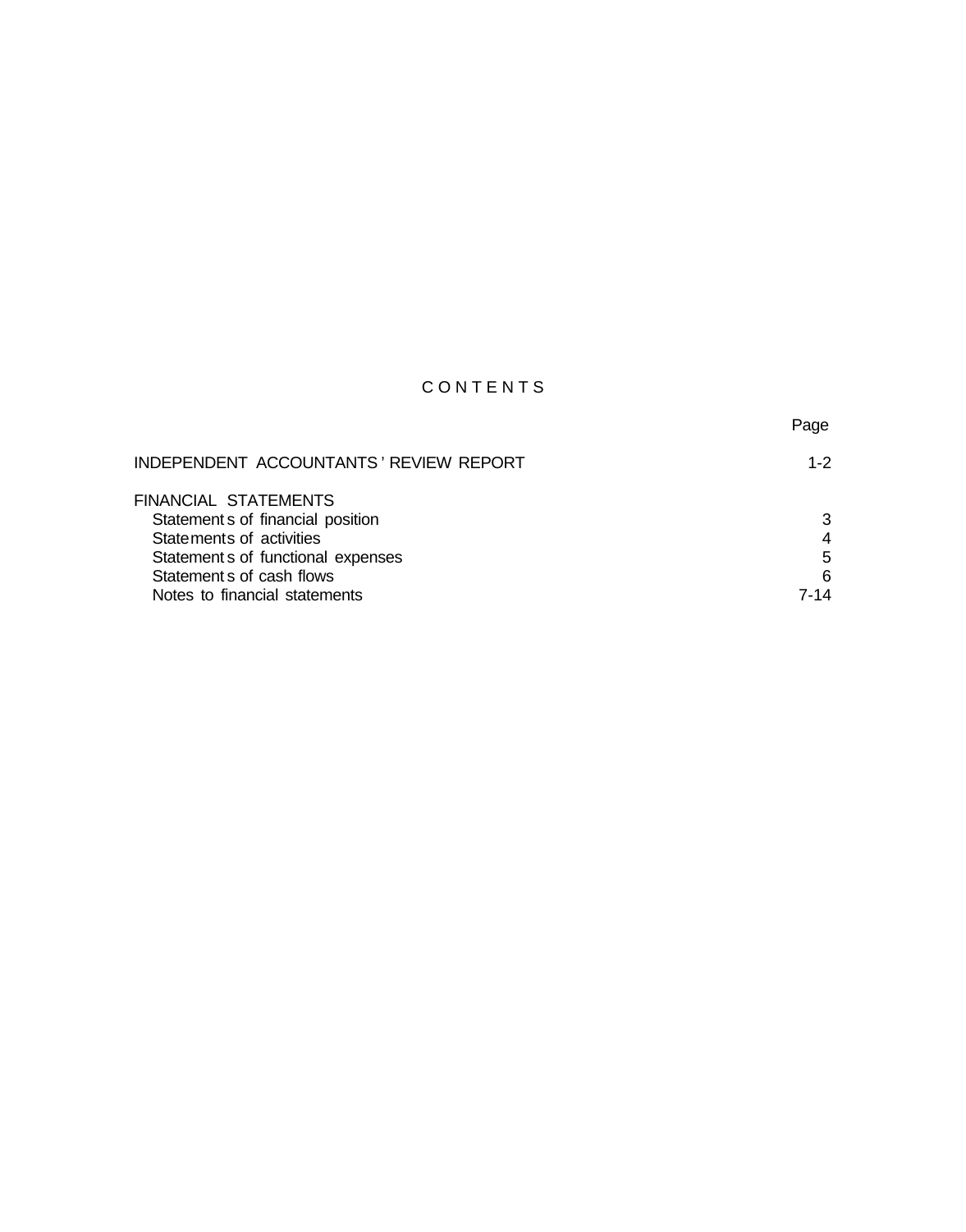# CONTENTS

| | Page |
|---|---|
| INDEPENDENT ACCOUNTANTS' REVIEW REPORT | 1-2 |
| FINANCIAL STATEMENTS | |
| Statements of financial position | 3 |
| Statements of activities | 4 |
| Statements of functional expenses | 5 |
| Statements of cash flows | 6 |
| Notes to financial statements | 7-14 |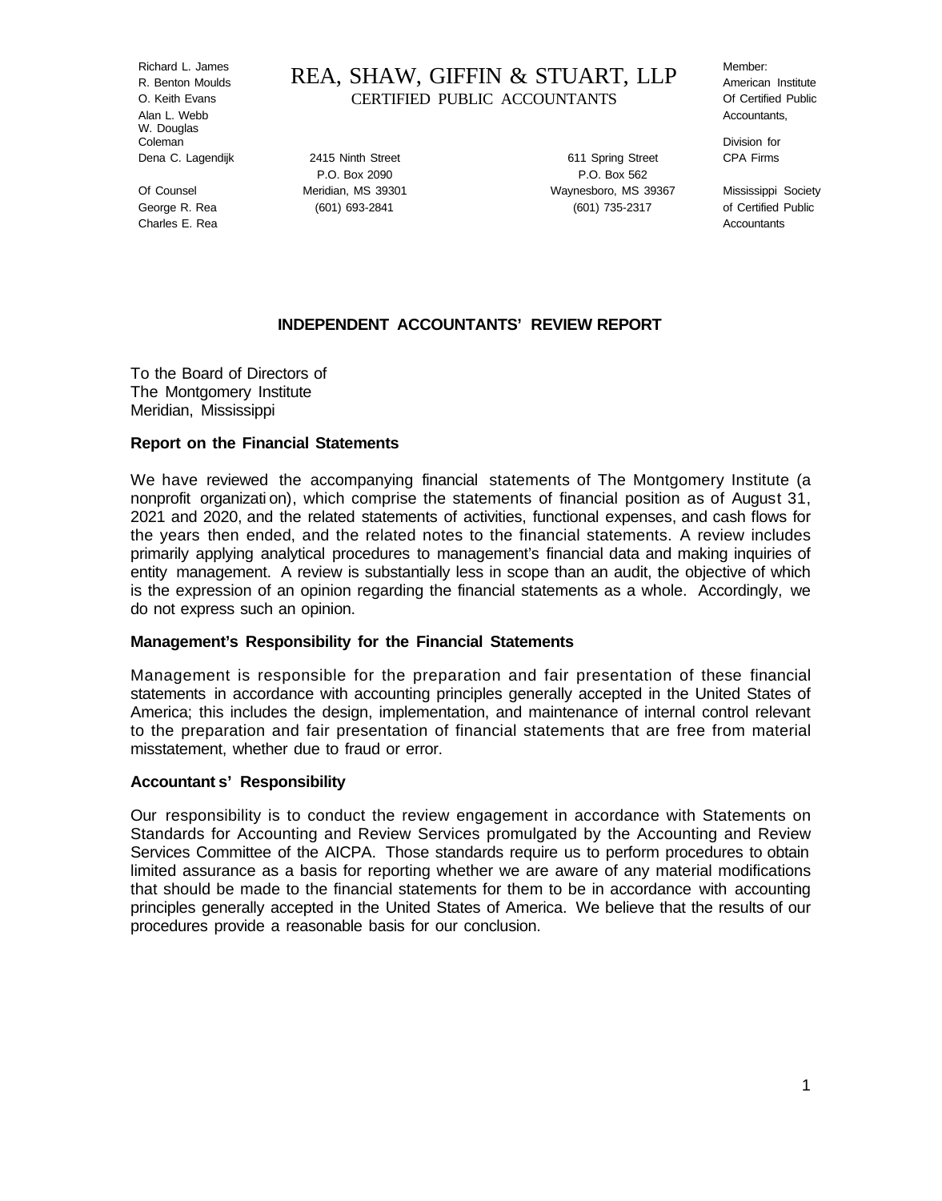Richard L. James
R. Benton Moulds
O. Keith Evans
Alan L. Webb
W. Douglas Coleman
Dena C. Lagendijk

Of Counsel
George R. Rea
Charles E. Rea

# REA, SHAW, GIFFIN & STUART, LLP

CERTIFIED PUBLIC ACCOUNTANTS

2415 Ninth Street
P.O. Box 2090
Meridian, MS 39301
(601) 693-2841

611 Spring Street
P.O. Box 562
Waynesboro, MS 39367
(601) 735-2317

Member:
American Institute
Of Certified Public
Accountants,

Division for
CPA Firms

Mississippi Society
of Certified Public
Accountants

## INDEPENDENT ACCOUNTANTS' REVIEW REPORT

To the Board of Directors of
The Montgomery Institute
Meridian, Mississippi

### Report on the Financial Statements

We have reviewed the accompanying financial statements of The Montgomery Institute (a nonprofit organization), which comprise the statements of financial position as of August 31, 2021 and 2020, and the related statements of activities, functional expenses, and cash flows for the years then ended, and the related notes to the financial statements. A review includes primarily applying analytical procedures to management's financial data and making inquiries of entity management. A review is substantially less in scope than an audit, the objective of which is the expression of an opinion regarding the financial statements as a whole. Accordingly, we do not express such an opinion.

### Management's Responsibility for the Financial Statements

Management is responsible for the preparation and fair presentation of these financial statements in accordance with accounting principles generally accepted in the United States of America; this includes the design, implementation, and maintenance of internal control relevant to the preparation and fair presentation of financial statements that are free from material misstatement, whether due to fraud or error.

### Accountants' Responsibility

Our responsibility is to conduct the review engagement in accordance with Statements on Standards for Accounting and Review Services promulgated by the Accounting and Review Services Committee of the AICPA. Those standards require us to perform procedures to obtain limited assurance as a basis for reporting whether we are aware of any material modifications that should be made to the financial statements for them to be in accordance with accounting principles generally accepted in the United States of America. We believe that the results of our procedures provide a reasonable basis for our conclusion.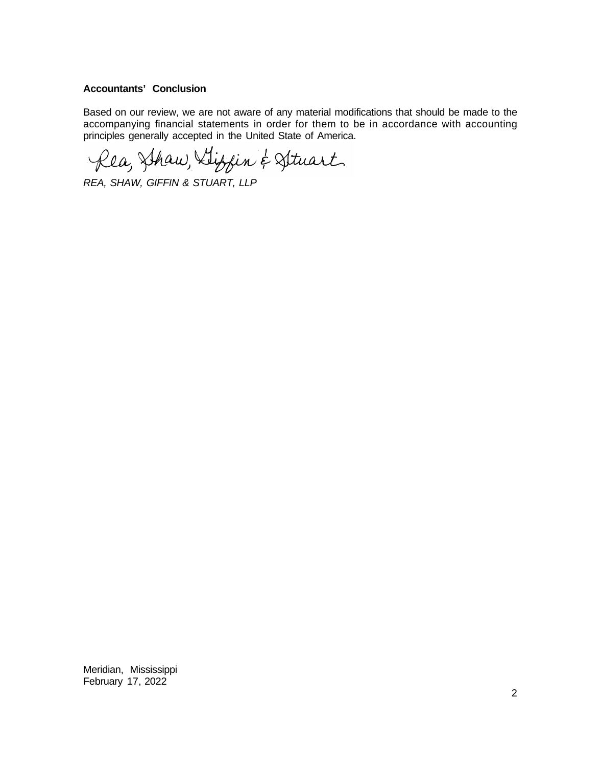**Accountants' Conclusion**

Based on our review, we are not aware of any material modifications that should be made to the accompanying financial statements in order for them to be in accordance with accounting principles generally accepted in the United State of America.

Rea, Shaw, Giffin & Stuart

*REA, SHAW, GIFFIN & STUART, LLP*

Meridian, Mississippi
February 17, 2022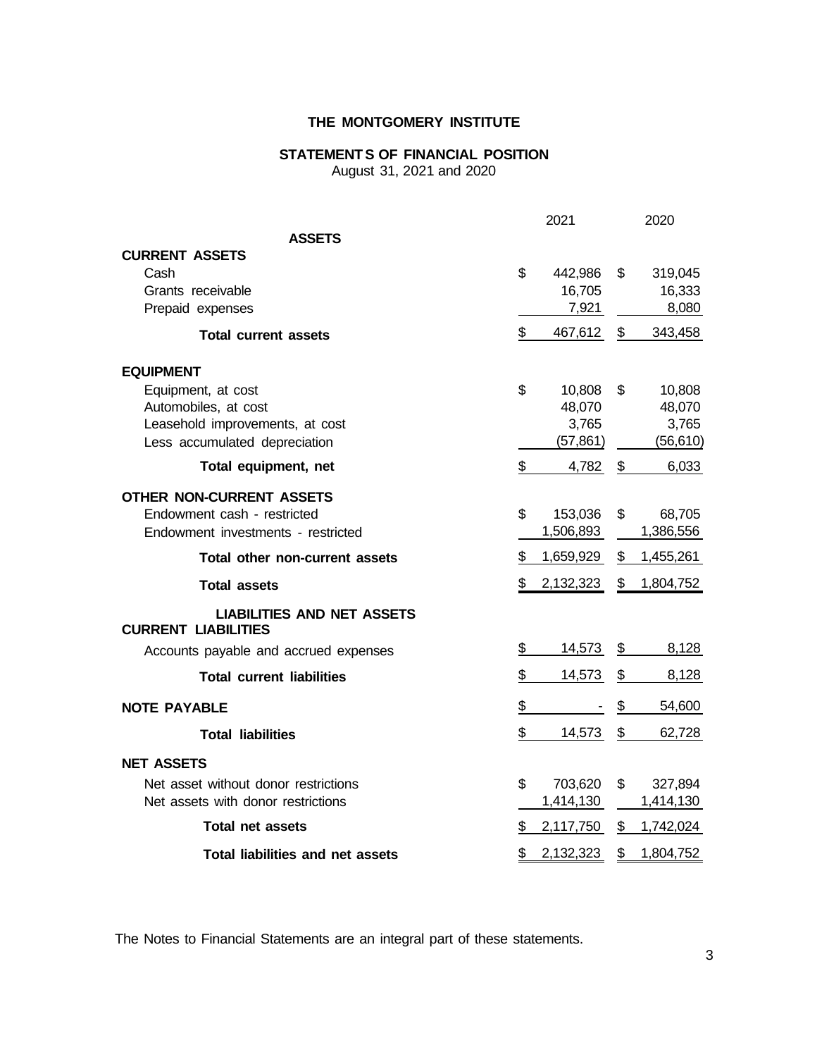# THE MONTGOMERY INSTITUTE

## STATEMENTS OF FINANCIAL POSITION

August 31, 2021 and 2020

| | 2021 | 2020 |
|---|---|---|
| **ASSETS** | | |
| **CURRENT ASSETS** | | |
| Cash | $ 442,986 | $ 319,045 |
| Grants receivable | 16,705 | 16,333 |
| Prepaid expenses | 7,921 | 8,080 |
| **Total current assets** | $ 467,612 | $ 343,458 |
| **EQUIPMENT** | | |
| Equipment, at cost | $ 10,808 | $ 10,808 |
| Automobiles, at cost | 48,070 | 48,070 |
| Leasehold improvements, at cost | 3,765 | 3,765 |
| Less accumulated depreciation | (57,861) | (56,610) |
| **Total equipment, net** | $ 4,782 | $ 6,033 |
| **OTHER NON-CURRENT ASSETS** | | |
| Endowment cash - restricted | $ 153,036 | $ 68,705 |
| Endowment investments - restricted | 1,506,893 | 1,386,556 |
| **Total other non-current assets** | $ 1,659,929 | $ 1,455,261 |
| **Total assets** | $ 2,132,323 | $ 1,804,752 |
| **LIABILITIES AND NET ASSETS** | | |
| **CURRENT LIABILITIES** | | |
| Accounts payable and accrued expenses | $ 14,573 | $ 8,128 |
| **Total current liabilities** | $ 14,573 | $ 8,128 |
| **NOTE PAYABLE** | $ - | $ 54,600 |
| **Total liabilities** | $ 14,573 | $ 62,728 |
| **NET ASSETS** | | |
| Net asset without donor restrictions | $ 703,620 | $ 327,894 |
| Net assets with donor restrictions | 1,414,130 | 1,414,130 |
| **Total net assets** | $ 2,117,750 | $ 1,742,024 |
| **Total liabilities and net assets** | $ 2,132,323 | $ 1,804,752 |

The Notes to Financial Statements are an integral part of these statements.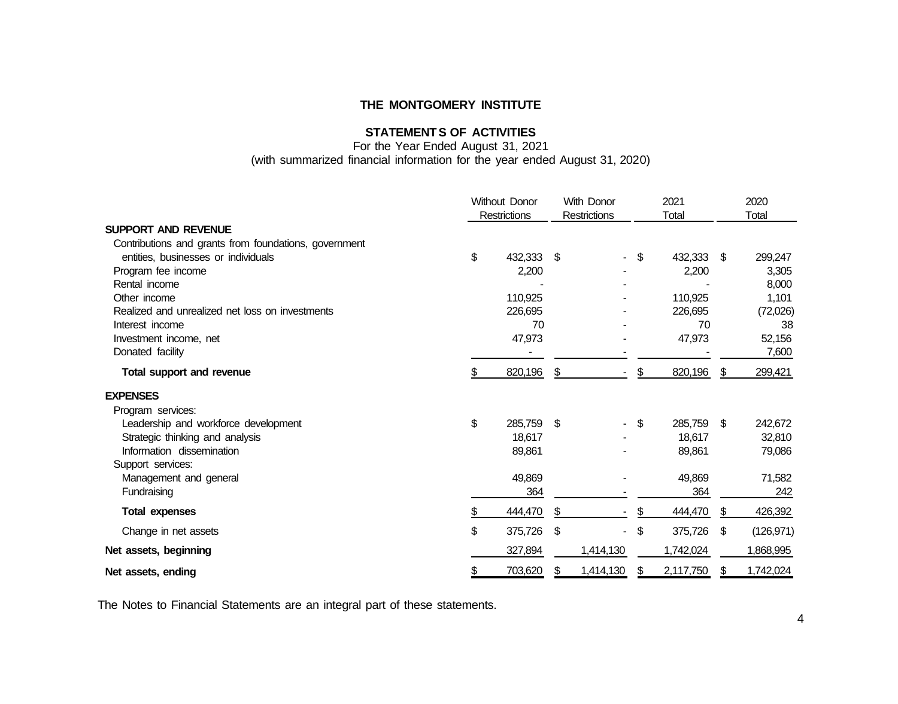# THE MONTGOMERY INSTITUTE

## STATEMENTS OF ACTIVITIES

For the Year Ended August 31, 2021
(with summarized financial information for the year ended August 31, 2020)

| | Without Donor Restrictions | With Donor Restrictions | 2021 Total | 2020 Total |
|---|---|---|---|---|
| **SUPPORT AND REVENUE** | | | | |
| Contributions and grants from foundations, government entities, businesses or individuals | $ 432,333 | $ - | $ 432,333 | $ 299,247 |
| Program fee income | 2,200 | - | 2,200 | 3,305 |
| Rental income | - | - | - | 8,000 |
| Other income | 110,925 | - | 110,925 | 1,101 |
| Realized and unrealized net loss on investments | 226,695 | - | 226,695 | (72,026) |
| Interest income | 70 | - | 70 | 38 |
| Investment income, net | 47,973 | - | 47,973 | 52,156 |
| Donated facility | - | - | - | 7,600 |
| **Total support and revenue** | $ 820,196 | $ - | $ 820,196 | $ 299,421 |
| **EXPENSES** | | | | |
| Program services: | | | | |
| Leadership and workforce development | $ 285,759 | $ - | $ 285,759 | $ 242,672 |
| Strategic thinking and analysis | 18,617 | - | 18,617 | 32,810 |
| Information dissemination | 89,861 | - | 89,861 | 79,086 |
| Support services: | | | | |
| Management and general | 49,869 | - | 49,869 | 71,582 |
| Fundraising | 364 | - | 364 | 242 |
| **Total expenses** | $ 444,470 | $ - | $ 444,470 | $ 426,392 |
| Change in net assets | $ 375,726 | $ - | $ 375,726 | $ (126,971) |
| **Net assets, beginning** | 327,894 | 1,414,130 | 1,742,024 | 1,868,995 |
| **Net assets, ending** | $ 703,620 | $ 1,414,130 | $ 2,117,750 | $ 1,742,024 |

The Notes to Financial Statements are an integral part of these statements.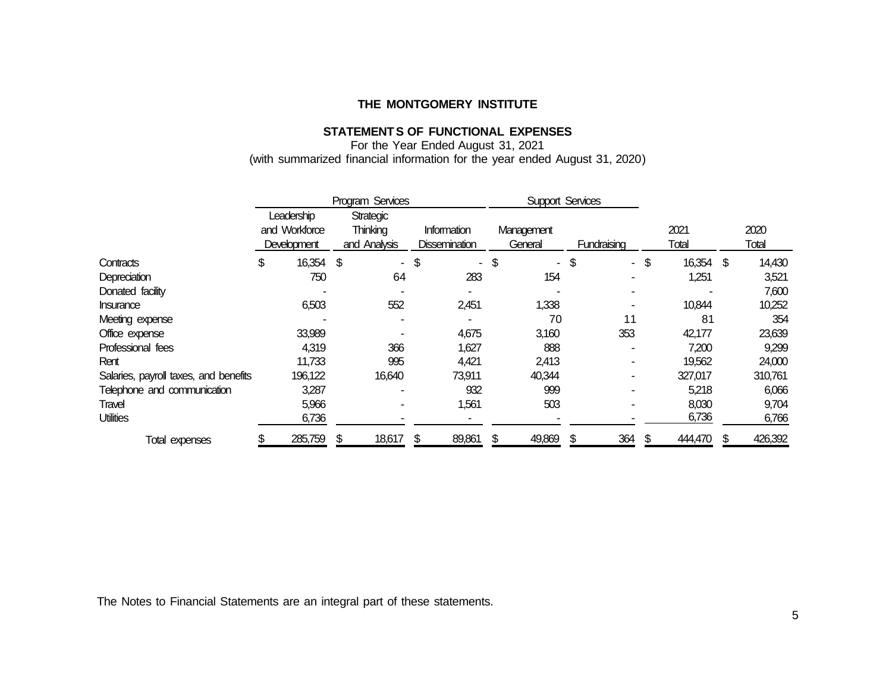**THE MONTGOMERY INSTITUTE**

**STATEMENTS OF FUNCTIONAL EXPENSES**

For the Year Ended August 31, 2021

(with summarized financial information for the year ended August 31, 2020)

| | Program Services | | | Support Services | | | |
|---|---|---|---|---|---|---|---|
| | Leadership and Workforce Development | Strategic Thinking and Analysis | Information Dissemination | Management General | Fundraising | 2021 Total | 2020 Total |
| Contracts | $ 16,354 | $ - | $ - | $ - | $ - | $ 16,354 | $ 14,430 |
| Depreciation | 750 | 64 | 283 | 154 | - | 1,251 | 3,521 |
| Donated facility | - | - | - | - | - | - | 7,600 |
| Insurance | 6,503 | 552 | 2,451 | 1,338 | - | 10,844 | 10,252 |
| Meeting expense | - | - | - | 70 | 11 | 81 | 354 |
| Office expense | 33,989 | - | 4,675 | 3,160 | 353 | 42,177 | 23,639 |
| Professional fees | 4,319 | 366 | 1,627 | 888 | - | 7,200 | 9,299 |
| Rent | 11,733 | 995 | 4,421 | 2,413 | - | 19,562 | 24,000 |
| Salaries, payroll taxes, and benefits | 196,122 | 16,640 | 73,911 | 40,344 | - | 327,017 | 310,761 |
| Telephone and communication | 3,287 | - | 932 | 999 | - | 5,218 | 6,066 |
| Travel | 5,966 | - | 1,561 | 503 | - | 8,030 | 9,704 |
| Utilities | 6,736 | - | - | - | - | 6,736 | 6,766 |
| Total expenses | $ 285,759 | $ 18,617 | $ 89,861 | $ 49,869 | $ 364 | $ 444,470 | $ 426,392 |

The Notes to Financial Statements are an integral part of these statements.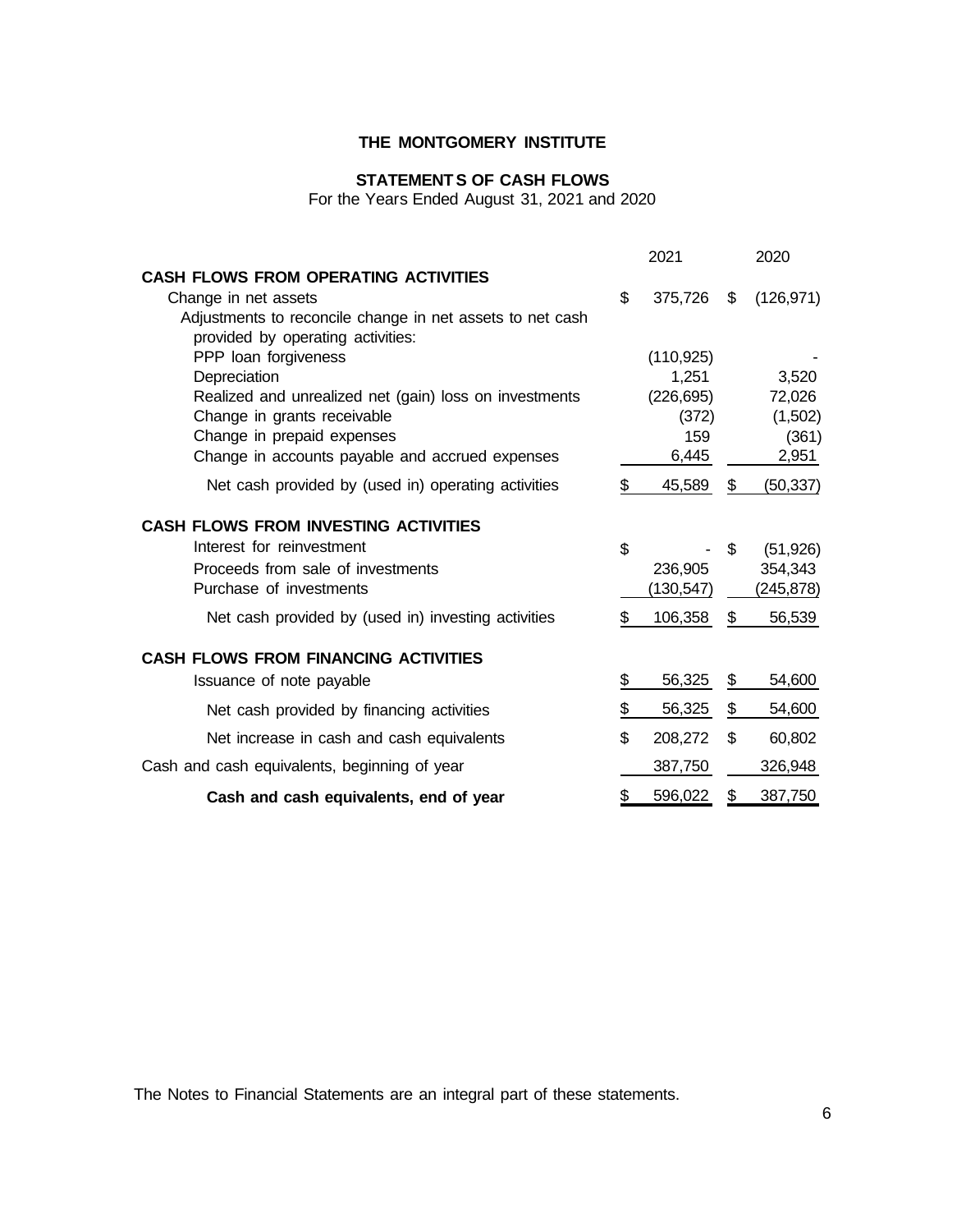# THE MONTGOMERY INSTITUTE

## STATEMENTS OF CASH FLOWS

For the Years Ended August 31, 2021 and 2020

| | 2021 | 2020 |
|---|---|---|
| **CASH FLOWS FROM OPERATING ACTIVITIES** | | |
| Change in net assets | $ 375,726 | $ (126,971) |
| Adjustments to reconcile change in net assets to net cash provided by operating activities: | | |
| PPP loan forgiveness | (110,925) | - |
| Depreciation | 1,251 | 3,520 |
| Realized and unrealized net (gain) loss on investments | (226,695) | 72,026 |
| Change in grants receivable | (372) | (1,502) |
| Change in prepaid expenses | 159 | (361) |
| Change in accounts payable and accrued expenses | 6,445 | 2,951 |
| Net cash provided by (used in) operating activities | $ 45,589 | $ (50,337) |
| **CASH FLOWS FROM INVESTING ACTIVITIES** | | |
| Interest for reinvestment | $ - | $ (51,926) |
| Proceeds from sale of investments | 236,905 | 354,343 |
| Purchase of investments | (130,547) | (245,878) |
| Net cash provided by (used in) investing activities | $ 106,358 | $ 56,539 |
| **CASH FLOWS FROM FINANCING ACTIVITIES** | | |
| Issuance of note payable | $ 56,325 | $ 54,600 |
| Net cash provided by financing activities | $ 56,325 | $ 54,600 |
| Net increase in cash and cash equivalents | $ 208,272 | $ 60,802 |
| Cash and cash equivalents, beginning of year | 387,750 | 326,948 |
| **Cash and cash equivalents, end of year** | $ 596,022 | $ 387,750 |

The Notes to Financial Statements are an integral part of these statements.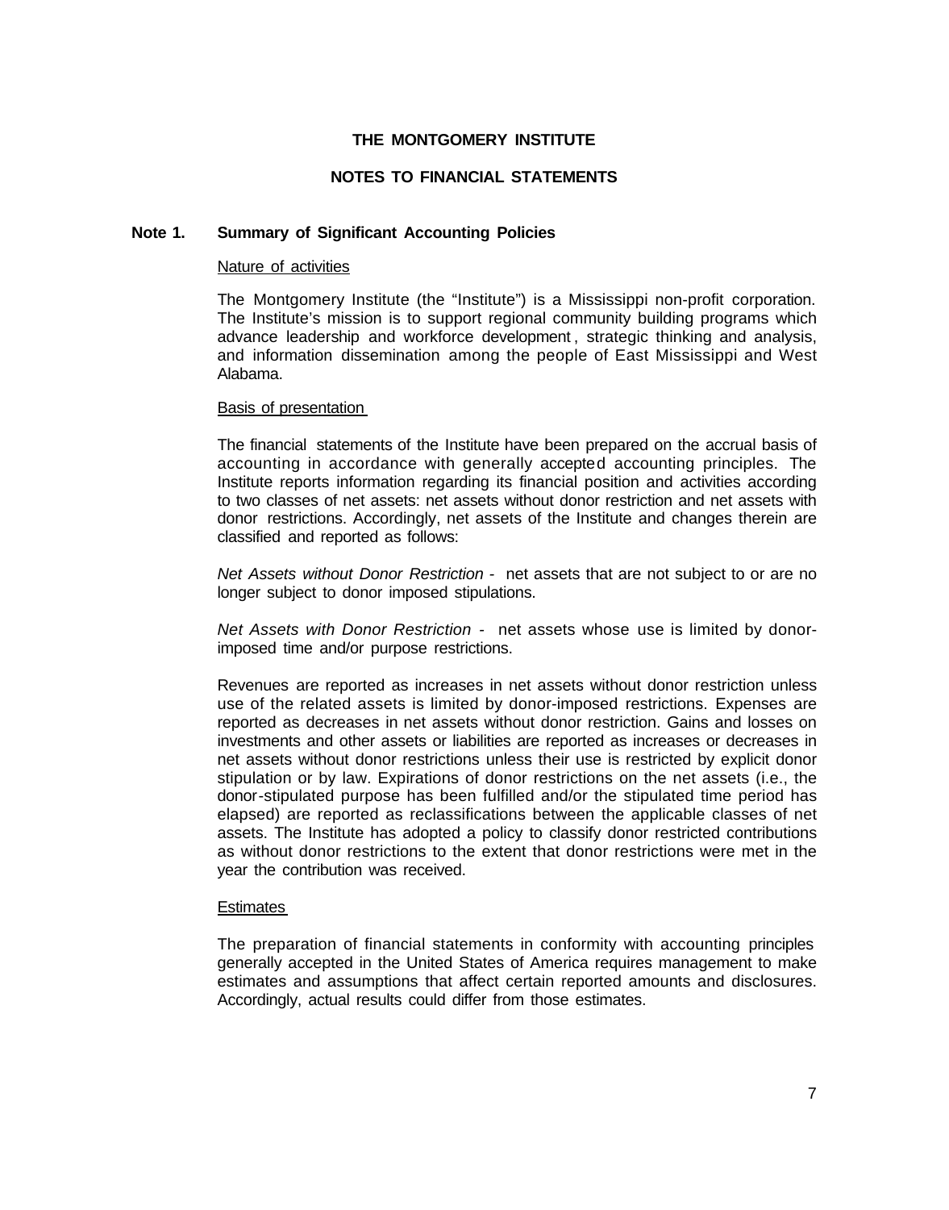**THE MONTGOMERY INSTITUTE**

**NOTES TO FINANCIAL STATEMENTS**

## Note 1. Summary of Significant Accounting Policies

Nature of activities

The Montgomery Institute (the "Institute") is a Mississippi non-profit corporation. The Institute's mission is to support regional community building programs which advance leadership and workforce development, strategic thinking and analysis, and information dissemination among the people of East Mississippi and West Alabama.

Basis of presentation

The financial statements of the Institute have been prepared on the accrual basis of accounting in accordance with generally accepted accounting principles. The Institute reports information regarding its financial position and activities according to two classes of net assets: net assets without donor restriction and net assets with donor restrictions. Accordingly, net assets of the Institute and changes therein are classified and reported as follows:

*Net Assets without Donor Restriction* - net assets that are not subject to or are no longer subject to donor imposed stipulations.

*Net Assets with Donor Restriction* - net assets whose use is limited by donor-imposed time and/or purpose restrictions.

Revenues are reported as increases in net assets without donor restriction unless use of the related assets is limited by donor-imposed restrictions. Expenses are reported as decreases in net assets without donor restriction. Gains and losses on investments and other assets or liabilities are reported as increases or decreases in net assets without donor restrictions unless their use is restricted by explicit donor stipulation or by law. Expirations of donor restrictions on the net assets (i.e., the donor-stipulated purpose has been fulfilled and/or the stipulated time period has elapsed) are reported as reclassifications between the applicable classes of net assets. The Institute has adopted a policy to classify donor restricted contributions as without donor restrictions to the extent that donor restrictions were met in the year the contribution was received.

Estimates

The preparation of financial statements in conformity with accounting principles generally accepted in the United States of America requires management to make estimates and assumptions that affect certain reported amounts and disclosures. Accordingly, actual results could differ from those estimates.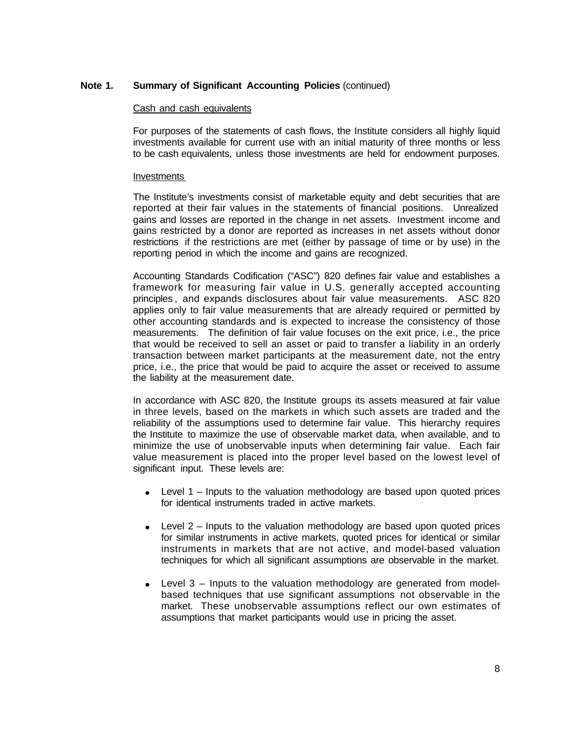**Note 1. Summary of Significant Accounting Policies** (continued)

Cash and cash equivalents

For purposes of the statements of cash flows, the Institute considers all highly liquid investments available for current use with an initial maturity of three months or less to be cash equivalents, unless those investments are held for endowment purposes.

Investments

The Institute's investments consist of marketable equity and debt securities that are reported at their fair values in the statements of financial positions. Unrealized gains and losses are reported in the change in net assets. Investment income and gains restricted by a donor are reported as increases in net assets without donor restrictions if the restrictions are met (either by passage of time or by use) in the reporting period in which the income and gains are recognized.

Accounting Standards Codification ("ASC") 820 defines fair value and establishes a framework for measuring fair value in U.S. generally accepted accounting principles, and expands disclosures about fair value measurements. ASC 820 applies only to fair value measurements that are already required or permitted by other accounting standards and is expected to increase the consistency of those measurements. The definition of fair value focuses on the exit price, i.e., the price that would be received to sell an asset or paid to transfer a liability in an orderly transaction between market participants at the measurement date, not the entry price, i.e., the price that would be paid to acquire the asset or received to assume the liability at the measurement date.

In accordance with ASC 820, the Institute groups its assets measured at fair value in three levels, based on the markets in which such assets are traded and the reliability of the assumptions used to determine fair value. This hierarchy requires the Institute to maximize the use of observable market data, when available, and to minimize the use of unobservable inputs when determining fair value. Each fair value measurement is placed into the proper level based on the lowest level of significant input. These levels are:

- Level 1 – Inputs to the valuation methodology are based upon quoted prices for identical instruments traded in active markets.
- Level 2 – Inputs to the valuation methodology are based upon quoted prices for similar instruments in active markets, quoted prices for identical or similar instruments in markets that are not active, and model-based valuation techniques for which all significant assumptions are observable in the market.
- Level 3 – Inputs to the valuation methodology are generated from model-based techniques that use significant assumptions not observable in the market. These unobservable assumptions reflect our own estimates of assumptions that market participants would use in pricing the asset.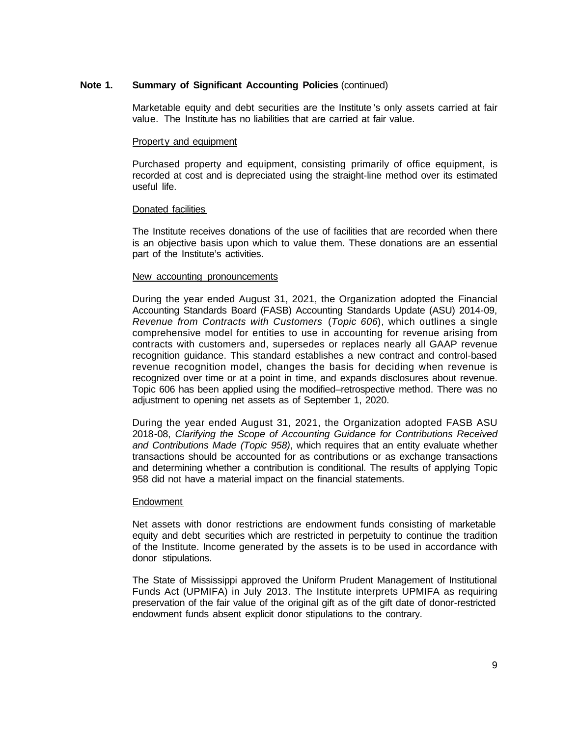**Note 1. Summary of Significant Accounting Policies** (continued)

Marketable equity and debt securities are the Institute's only assets carried at fair value. The Institute has no liabilities that are carried at fair value.

Property and equipment

Purchased property and equipment, consisting primarily of office equipment, is recorded at cost and is depreciated using the straight-line method over its estimated useful life.

Donated facilities

The Institute receives donations of the use of facilities that are recorded when there is an objective basis upon which to value them. These donations are an essential part of the Institute's activities.

New accounting pronouncements

During the year ended August 31, 2021, the Organization adopted the Financial Accounting Standards Board (FASB) Accounting Standards Update (ASU) 2014-09, *Revenue from Contracts with Customers* (*Topic 606*), which outlines a single comprehensive model for entities to use in accounting for revenue arising from contracts with customers and, supersedes or replaces nearly all GAAP revenue recognition guidance. This standard establishes a new contract and control-based revenue recognition model, changes the basis for deciding when revenue is recognized over time or at a point in time, and expands disclosures about revenue. Topic 606 has been applied using the modified–retrospective method. There was no adjustment to opening net assets as of September 1, 2020.

During the year ended August 31, 2021, the Organization adopted FASB ASU 2018-08, *Clarifying the Scope of Accounting Guidance for Contributions Received and Contributions Made (Topic 958)*, which requires that an entity evaluate whether transactions should be accounted for as contributions or as exchange transactions and determining whether a contribution is conditional. The results of applying Topic 958 did not have a material impact on the financial statements.

Endowment

Net assets with donor restrictions are endowment funds consisting of marketable equity and debt securities which are restricted in perpetuity to continue the tradition of the Institute. Income generated by the assets is to be used in accordance with donor stipulations.

The State of Mississippi approved the Uniform Prudent Management of Institutional Funds Act (UPMIFA) in July 2013. The Institute interprets UPMIFA as requiring preservation of the fair value of the original gift as of the gift date of donor-restricted endowment funds absent explicit donor stipulations to the contrary.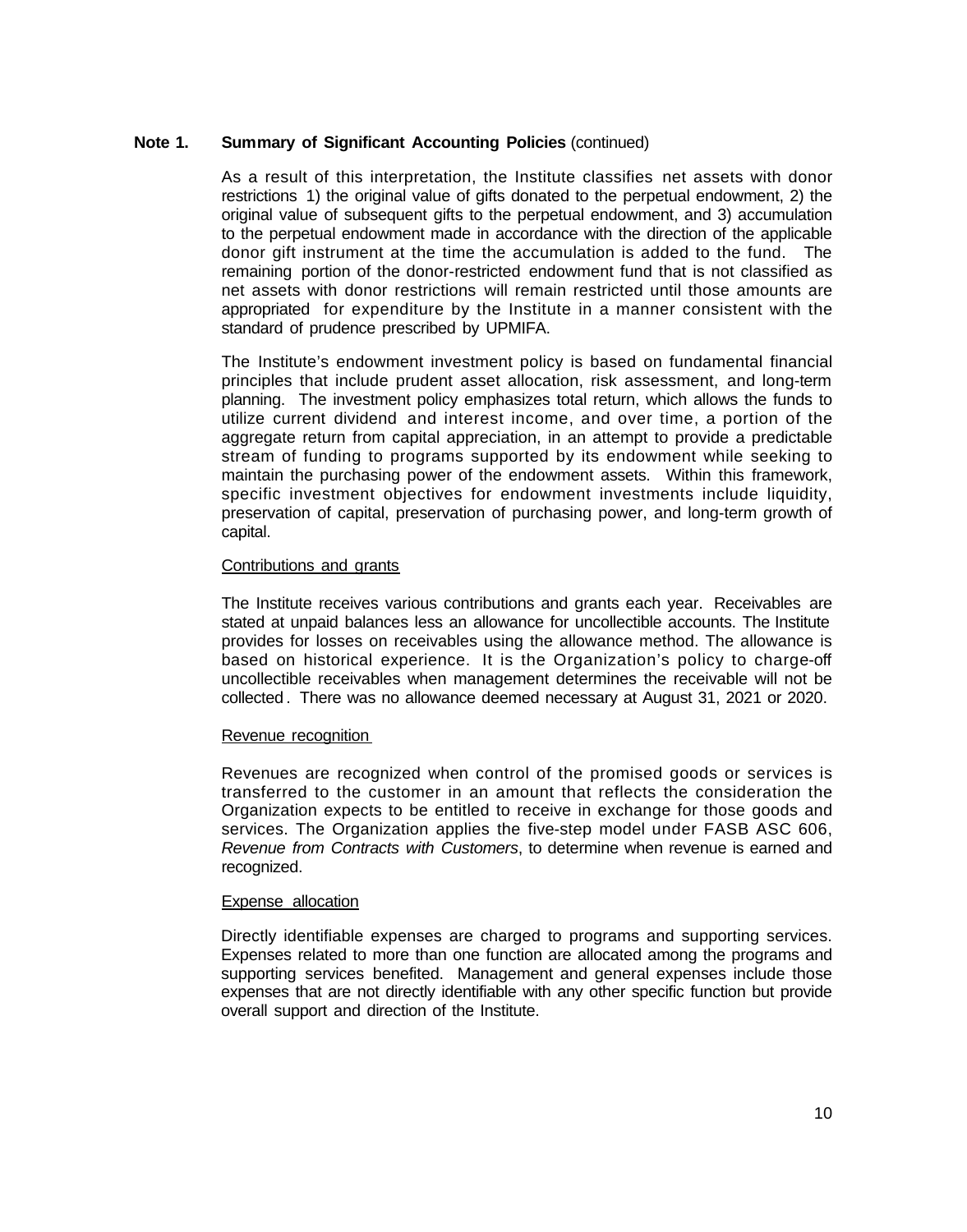**Note 1. Summary of Significant Accounting Policies** (continued)

As a result of this interpretation, the Institute classifies net assets with donor restrictions 1) the original value of gifts donated to the perpetual endowment, 2) the original value of subsequent gifts to the perpetual endowment, and 3) accumulation to the perpetual endowment made in accordance with the direction of the applicable donor gift instrument at the time the accumulation is added to the fund. The remaining portion of the donor-restricted endowment fund that is not classified as net assets with donor restrictions will remain restricted until those amounts are appropriated for expenditure by the Institute in a manner consistent with the standard of prudence prescribed by UPMIFA.

The Institute's endowment investment policy is based on fundamental financial principles that include prudent asset allocation, risk assessment, and long-term planning. The investment policy emphasizes total return, which allows the funds to utilize current dividend and interest income, and over time, a portion of the aggregate return from capital appreciation, in an attempt to provide a predictable stream of funding to programs supported by its endowment while seeking to maintain the purchasing power of the endowment assets. Within this framework, specific investment objectives for endowment investments include liquidity, preservation of capital, preservation of purchasing power, and long-term growth of capital.

Contributions and grants

The Institute receives various contributions and grants each year. Receivables are stated at unpaid balances less an allowance for uncollectible accounts. The Institute provides for losses on receivables using the allowance method. The allowance is based on historical experience. It is the Organization's policy to charge-off uncollectible receivables when management determines the receivable will not be collected. There was no allowance deemed necessary at August 31, 2021 or 2020.

Revenue recognition

Revenues are recognized when control of the promised goods or services is transferred to the customer in an amount that reflects the consideration the Organization expects to be entitled to receive in exchange for those goods and services. The Organization applies the five-step model under FASB ASC 606, *Revenue from Contracts with Customers*, to determine when revenue is earned and recognized.

Expense allocation

Directly identifiable expenses are charged to programs and supporting services. Expenses related to more than one function are allocated among the programs and supporting services benefited. Management and general expenses include those expenses that are not directly identifiable with any other specific function but provide overall support and direction of the Institute.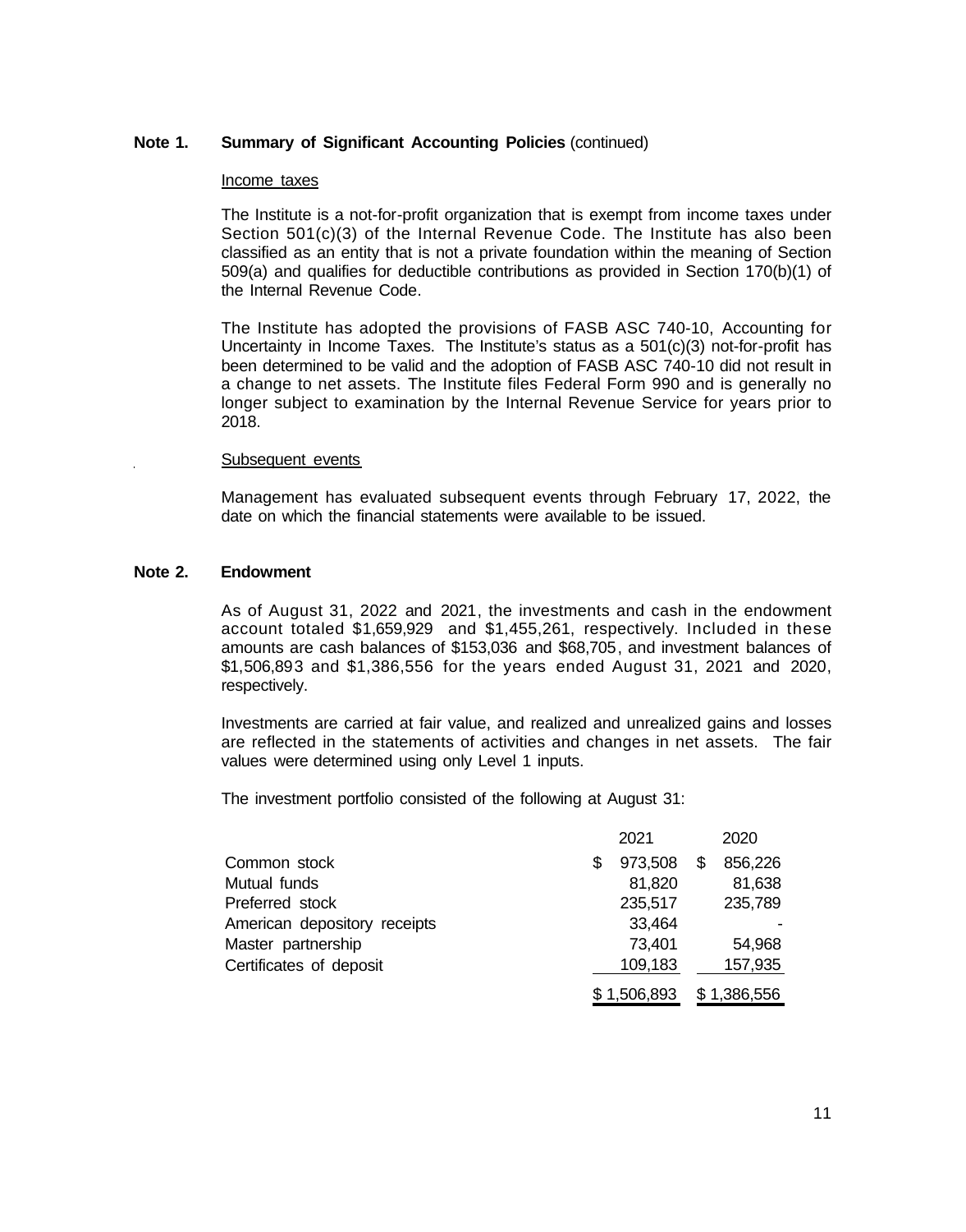**Note 1. Summary of Significant Accounting Policies** (continued)

Income taxes

The Institute is a not-for-profit organization that is exempt from income taxes under Section 501(c)(3) of the Internal Revenue Code. The Institute has also been classified as an entity that is not a private foundation within the meaning of Section 509(a) and qualifies for deductible contributions as provided in Section 170(b)(1) of the Internal Revenue Code.

The Institute has adopted the provisions of FASB ASC 740-10, Accounting for Uncertainty in Income Taxes. The Institute's status as a 501(c)(3) not-for-profit has been determined to be valid and the adoption of FASB ASC 740-10 did not result in a change to net assets. The Institute files Federal Form 990 and is generally no longer subject to examination by the Internal Revenue Service for years prior to 2018.

Subsequent events

Management has evaluated subsequent events through February 17, 2022, the date on which the financial statements were available to be issued.

**Note 2. Endowment**

As of August 31, 2022 and 2021, the investments and cash in the endowment account totaled $1,659,929 and $1,455,261, respectively. Included in these amounts are cash balances of $153,036 and $68,705, and investment balances of $1,506,893 and $1,386,556 for the years ended August 31, 2021 and 2020, respectively.

Investments are carried at fair value, and realized and unrealized gains and losses are reflected in the statements of activities and changes in net assets. The fair values were determined using only Level 1 inputs.

The investment portfolio consisted of the following at August 31:

| | 2021 | 2020 |
|---|---|---|
| Common stock | $ 973,508 | $ 856,226 |
| Mutual funds | 81,820 | 81,638 |
| Preferred stock | 235,517 | 235,789 |
| American depository receipts | 33,464 | - |
| Master partnership | 73,401 | 54,968 |
| Certificates of deposit | 109,183 | 157,935 |
| | $ 1,506,893 | $ 1,386,556 |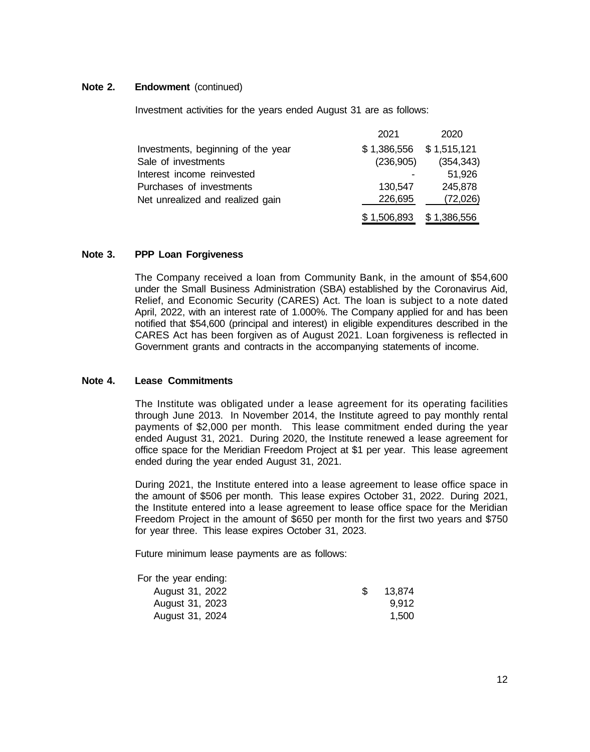**Note 2. Endowment** (continued)

Investment activities for the years ended August 31 are as follows:

| | 2021 | 2020 |
|---|---|---|
| Investments, beginning of the year | $ 1,386,556 | $ 1,515,121 |
| Sale of investments | (236,905) | (354,343) |
| Interest income reinvested | - | 51,926 |
| Purchases of investments | 130,547 | 245,878 |
| Net unrealized and realized gain | 226,695 | (72,026) |
| | $ 1,506,893 | $ 1,386,556 |

**Note 3. PPP Loan Forgiveness**

The Company received a loan from Community Bank, in the amount of $54,600 under the Small Business Administration (SBA) established by the Coronavirus Aid, Relief, and Economic Security (CARES) Act. The loan is subject to a note dated April, 2022, with an interest rate of 1.000%. The Company applied for and has been notified that $54,600 (principal and interest) in eligible expenditures described in the CARES Act has been forgiven as of August 2021. Loan forgiveness is reflected in Government grants and contracts in the accompanying statements of income.

**Note 4. Lease Commitments**

The Institute was obligated under a lease agreement for its operating facilities through June 2013. In November 2014, the Institute agreed to pay monthly rental payments of $2,000 per month. This lease commitment ended during the year ended August 31, 2021. During 2020, the Institute renewed a lease agreement for office space for the Meridian Freedom Project at $1 per year. This lease agreement ended during the year ended August 31, 2021.

During 2021, the Institute entered into a lease agreement to lease office space in the amount of $506 per month. This lease expires October 31, 2022. During 2021, the Institute entered into a lease agreement to lease office space for the Meridian Freedom Project in the amount of $650 per month for the first two years and $750 for year three. This lease expires October 31, 2023.

Future minimum lease payments are as follows:

| For the year ending: | |
|---|---|
| August 31, 2022 | $ 13,874 |
| August 31, 2023 | 9,912 |
| August 31, 2024 | 1,500 |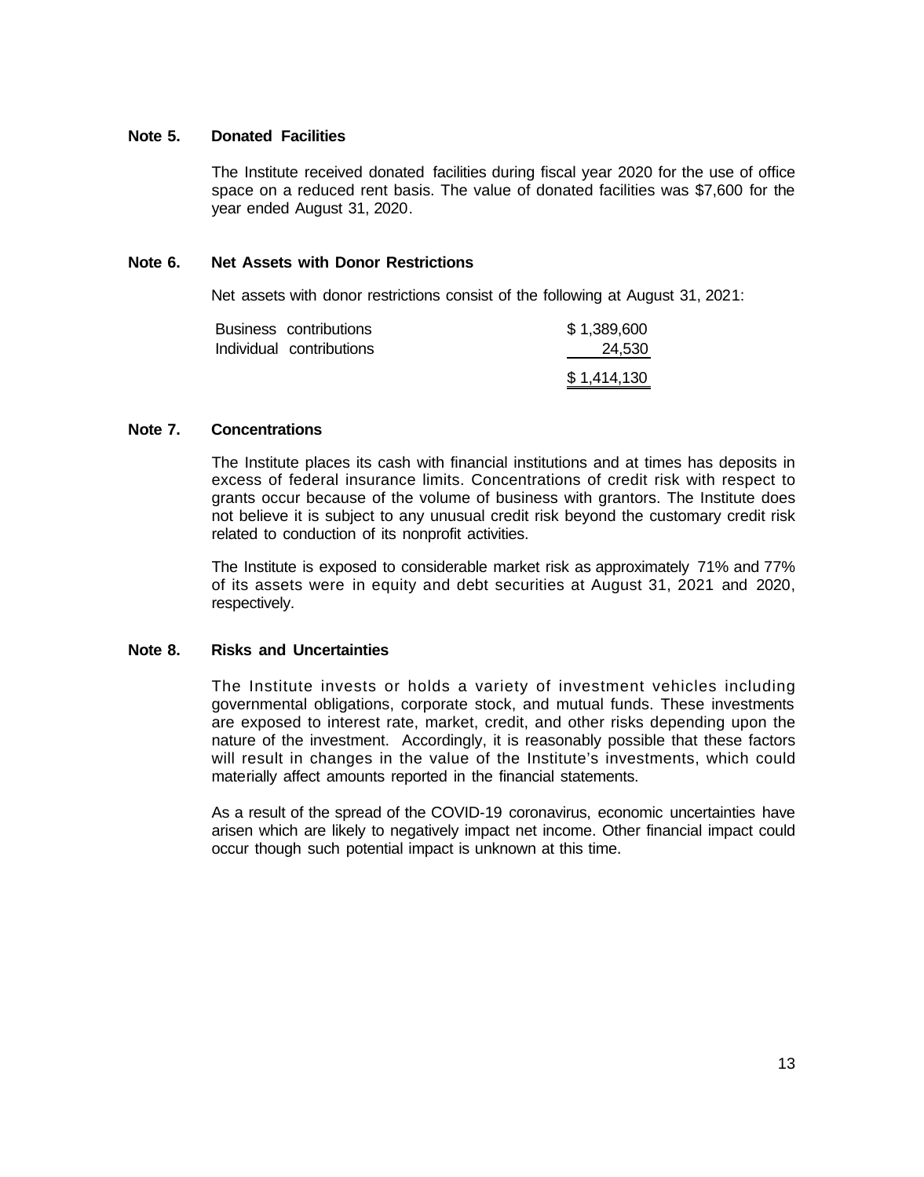## Note 5. Donated Facilities

The Institute received donated facilities during fiscal year 2020 for the use of office space on a reduced rent basis. The value of donated facilities was $7,600 for the year ended August 31, 2020.

## Note 6. Net Assets with Donor Restrictions

Net assets with donor restrictions consist of the following at August 31, 2021:

| | |
|---|---|
| Business contributions | $ 1,389,600 |
| Individual contributions | 24,530 |
| | $ 1,414,130 |

## Note 7. Concentrations

The Institute places its cash with financial institutions and at times has deposits in excess of federal insurance limits. Concentrations of credit risk with respect to grants occur because of the volume of business with grantors. The Institute does not believe it is subject to any unusual credit risk beyond the customary credit risk related to conduction of its nonprofit activities.

The Institute is exposed to considerable market risk as approximately 71% and 77% of its assets were in equity and debt securities at August 31, 2021 and 2020, respectively.

## Note 8. Risks and Uncertainties

The Institute invests or holds a variety of investment vehicles including governmental obligations, corporate stock, and mutual funds. These investments are exposed to interest rate, market, credit, and other risks depending upon the nature of the investment. Accordingly, it is reasonably possible that these factors will result in changes in the value of the Institute's investments, which could materially affect amounts reported in the financial statements.

As a result of the spread of the COVID-19 coronavirus, economic uncertainties have arisen which are likely to negatively impact net income. Other financial impact could occur though such potential impact is unknown at this time.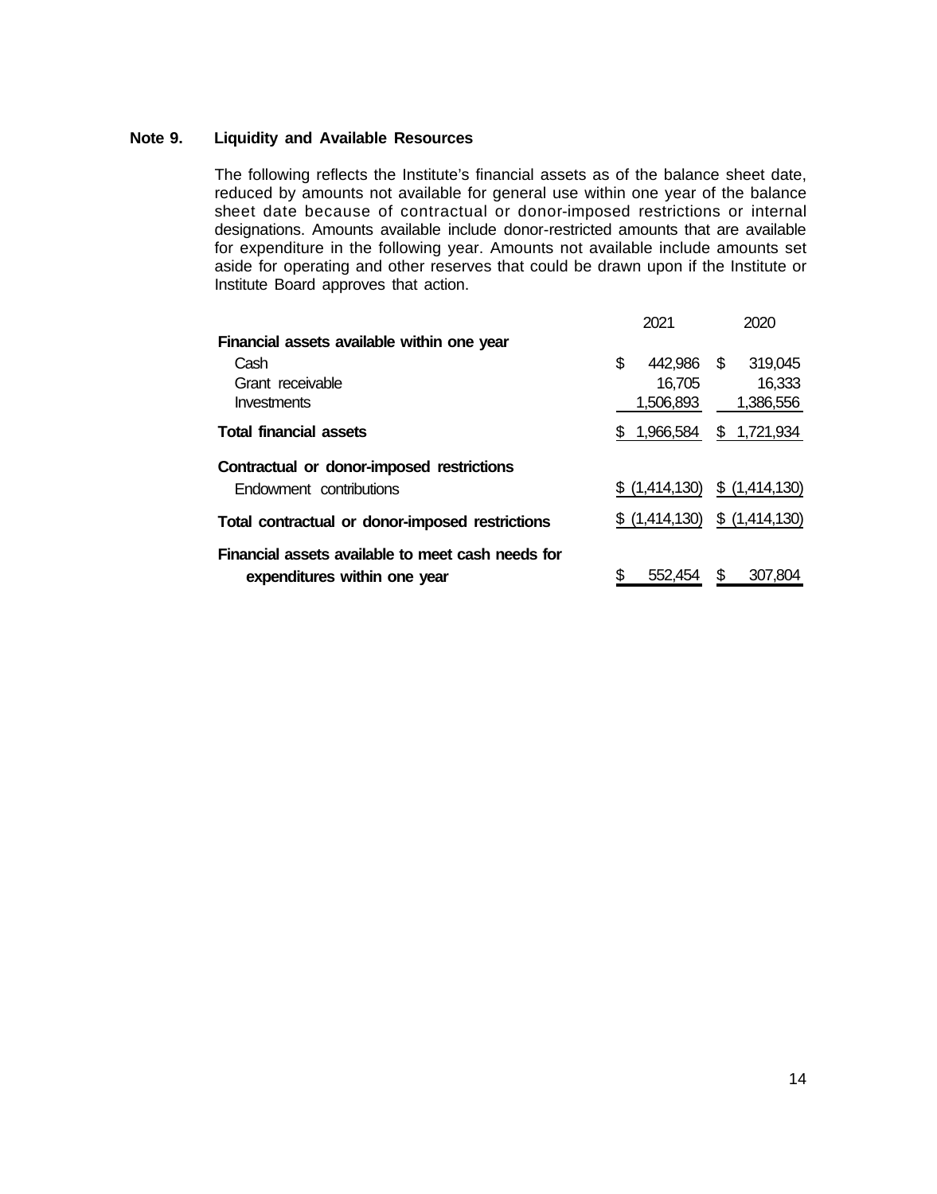## Note 9. Liquidity and Available Resources

The following reflects the Institute's financial assets as of the balance sheet date, reduced by amounts not available for general use within one year of the balance sheet date because of contractual or donor-imposed restrictions or internal designations. Amounts available include donor-restricted amounts that are available for expenditure in the following year. Amounts not available include amounts set aside for operating and other reserves that could be drawn upon if the Institute or Institute Board approves that action.

| | 2021 | 2020 |
|---|---|---|
| **Financial assets available within one year** | | |
| Cash | $ 442,986 | $ 319,045 |
| Grant receivable | 16,705 | 16,333 |
| Investments | 1,506,893 | 1,386,556 |
| **Total financial assets** | $ 1,966,584 | $ 1,721,934 |
| **Contractual or donor-imposed restrictions** | | |
| Endowment contributions | $ (1,414,130) | $ (1,414,130) |
| **Total contractual or donor-imposed restrictions** | $ (1,414,130) | $ (1,414,130) |
| **Financial assets available to meet cash needs for expenditures within one year** | $ 552,454 | $ 307,804 |